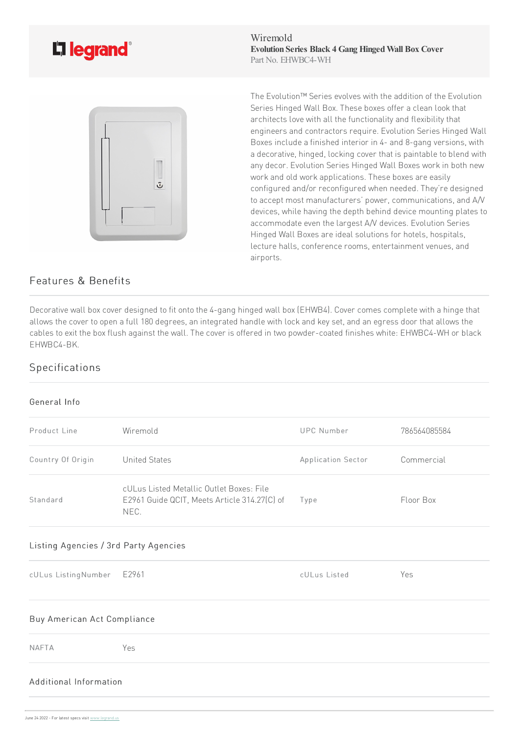Wiremold
**Evolution Series Black 4 Gang Hinged Wall Box Cover**
Part No. EHWBC4-WH

The Evolution™ Series evolves with the addition of the Evolution Series Hinged Wall Box. These boxes offer a clean look that architects love with all the functionality and flexibility that engineers and contractors require. Evolution Series Hinged Wall Boxes include a finished interior in 4- and 8-gang versions, with a decorative, hinged, locking cover that is paintable to blend with any decor. Evolution Series Hinged Wall Boxes work in both new work and old work applications. These boxes are easily configured and/or reconfigured when needed. They're designed to accept most manufacturers' power, communications, and A/V devices, while having the depth behind device mounting plates to accommodate even the largest A/V devices. Evolution Series Hinged Wall Boxes are ideal solutions for hotels, hospitals, lecture halls, conference rooms, entertainment venues, and airports.

## Features & Benefits

Decorative wall box cover designed to fit onto the 4-gang hinged wall box (EHWB4). Cover comes complete with a hinge that allows the cover to open a full 180 degrees, an integrated handle with lock and key set, and an egress door that allows the cables to exit the box flush against the wall. The cover is offered in two powder-coated finishes white: EHWBC4-WH or black EHWBC4-BK.

## Specifications

### General Info

| | | | |
|---|---|---|---|
| Product Line | Wiremold | UPC Number | 786564085584 |
| Country Of Origin | United States | Application Sector | Commercial |
| Standard | cULus Listed Metallic Outlet Boxes: File E2961 Guide QCIT, Meets Article 314.27(C) of NEC. | Type | Floor Box |

### Listing Agencies / 3rd Party Agencies

| | | | |
|---|---|---|---|
| cULus ListingNumber | E2961 | cULus Listed | Yes |

### Buy American Act Compliance

| | |
|---|---|
| NAFTA | Yes |

### Additional Information

June 24 2022 - For latest specs visit www.legrand.us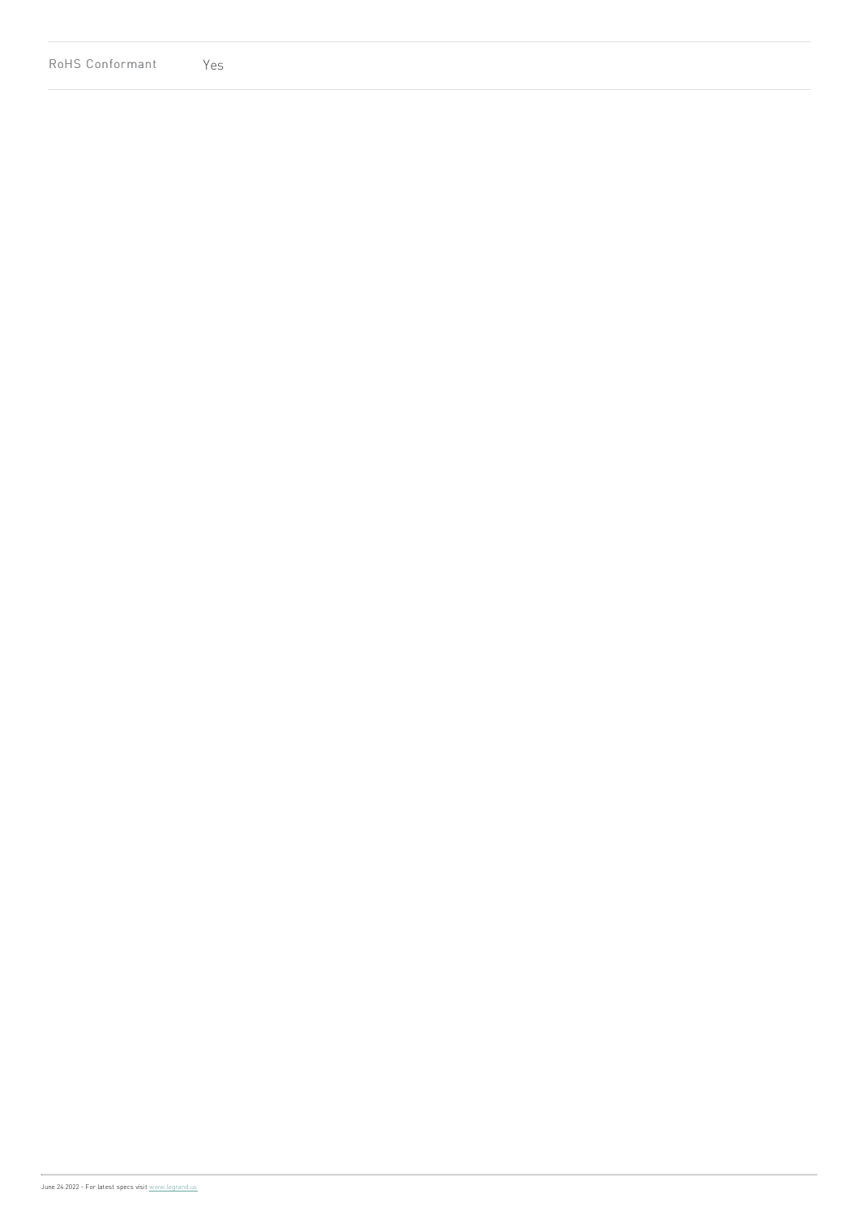| | |
|---|---|
| RoHS Conformant | Yes |